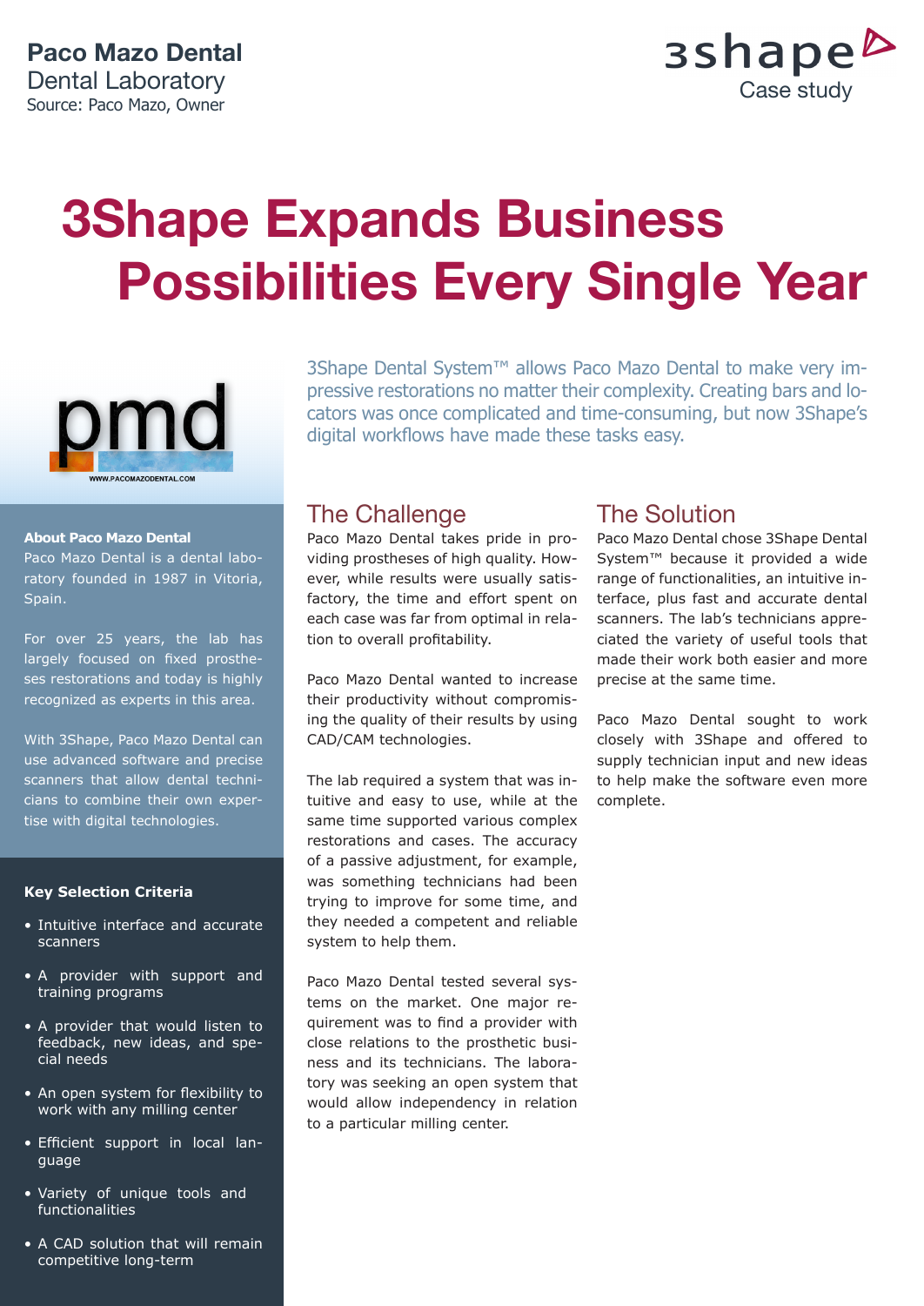**Paco Mazo Dental**
Dental Laboratory
Source: Paco Mazo, Owner

3shape
Case study

# 3Shape Expands Business Possibilities Every Single Year

pmd
WWW.PACOMAZODENTAL.COM

3Shape Dental System™ allows Paco Mazo Dental to make very impressive restorations no matter their complexity. Creating bars and locators was once complicated and time-consuming, but now 3Shape's digital workflows have made these tasks easy.

**About Paco Mazo Dental**

Paco Mazo Dental is a dental laboratory founded in 1987 in Vitoria, Spain.

For over 25 years, the lab has largely focused on fixed prostheses restorations and today is highly recognized as experts in this area.

With 3Shape, Paco Mazo Dental can use advanced software and precise scanners that allow dental technicians to combine their own expertise with digital technologies.

**Key Selection Criteria**

- Intuitive interface and accurate scanners
- A provider with support and training programs
- A provider that would listen to feedback, new ideas, and special needs
- An open system for flexibility to work with any milling center
- Efficient support in local language
- Variety of unique tools and functionalities
- A CAD solution that will remain competitive long-term

## The Challenge

Paco Mazo Dental takes pride in providing prostheses of high quality. However, while results were usually satisfactory, the time and effort spent on each case was far from optimal in relation to overall profitability.

Paco Mazo Dental wanted to increase their productivity without compromising the quality of their results by using CAD/CAM technologies.

The lab required a system that was intuitive and easy to use, while at the same time supported various complex restorations and cases. The accuracy of a passive adjustment, for example, was something technicians had been trying to improve for some time, and they needed a competent and reliable system to help them.

Paco Mazo Dental tested several systems on the market. One major requirement was to find a provider with close relations to the prosthetic business and its technicians. The laboratory was seeking an open system that would allow independency in relation to a particular milling center.

## The Solution

Paco Mazo Dental chose 3Shape Dental System™ because it provided a wide range of functionalities, an intuitive interface, plus fast and accurate dental scanners. The lab's technicians appreciated the variety of useful tools that made their work both easier and more precise at the same time.

Paco Mazo Dental sought to work closely with 3Shape and offered to supply technician input and new ideas to help make the software even more complete.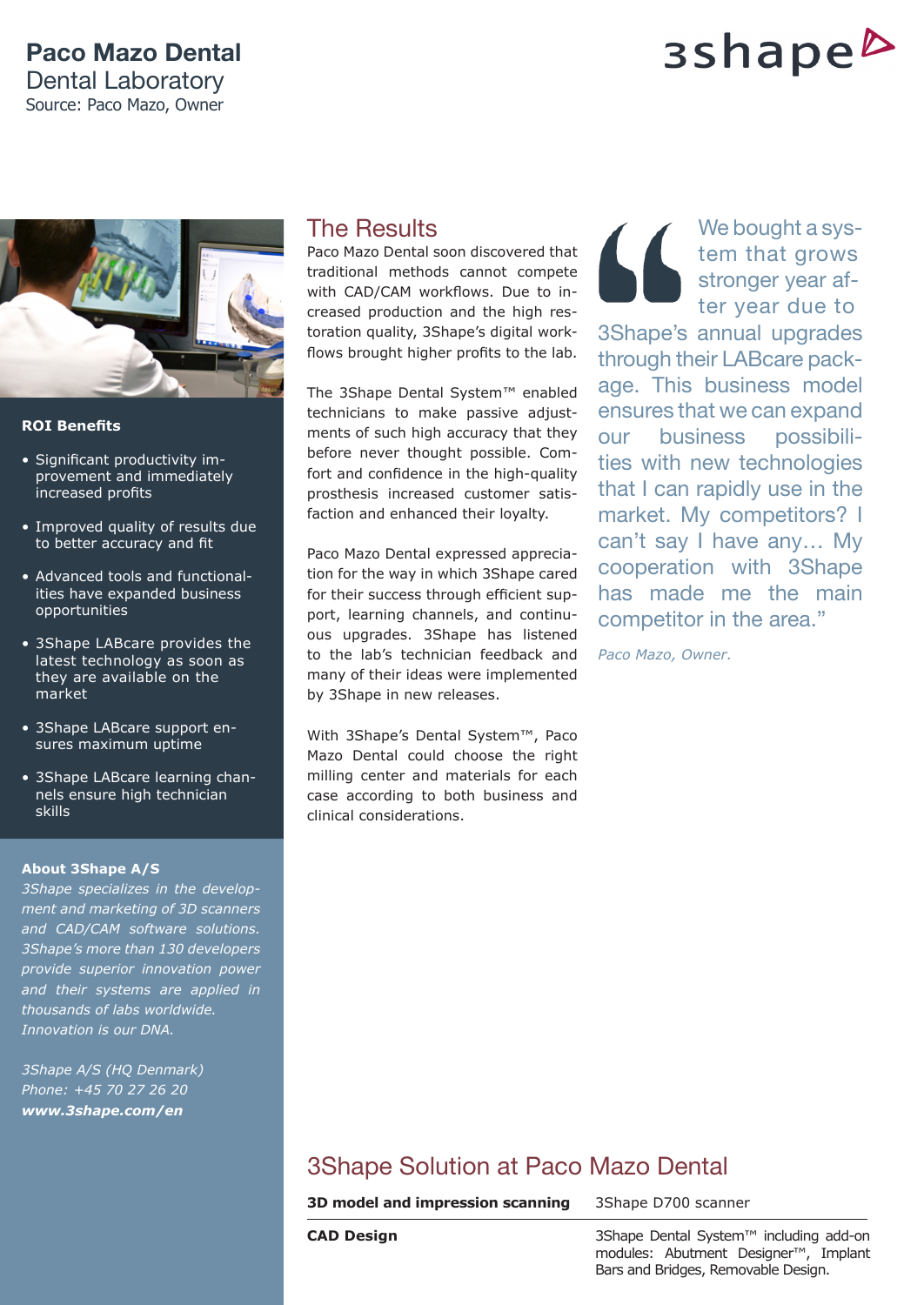**Paco Mazo Dental**
Dental Laboratory
Source: Paco Mazo, Owner

3shape

### ROI Benefits

- Significant productivity improvement and immediately increased profits
- Improved quality of results due to better accuracy and fit
- Advanced tools and functionalities have expanded business opportunities
- 3Shape LABcare provides the latest technology as soon as they are available on the market
- 3Shape LABcare support ensures maximum uptime
- 3Shape LABcare learning channels ensure high technician skills

### About 3Shape A/S

*3Shape specializes in the development and marketing of 3D scanners and CAD/CAM software solutions. 3Shape's more than 130 developers provide superior innovation power and their systems are applied in thousands of labs worldwide. Innovation is our DNA.*

*3Shape A/S (HQ Denmark)*
*Phone: +45 70 27 26 20*
***www.3shape.com/en***

## The Results

Paco Mazo Dental soon discovered that traditional methods cannot compete with CAD/CAM workflows. Due to increased production and the high restoration quality, 3Shape's digital workflows brought higher profits to the lab.

The 3Shape Dental System™ enabled technicians to make passive adjustments of such high accuracy that they before never thought possible. Comfort and confidence in the high-quality prosthesis increased customer satisfaction and enhanced their loyalty.

Paco Mazo Dental expressed appreciation for the way in which 3Shape cared for their success through efficient support, learning channels, and continuous upgrades. 3Shape has listened to the lab's technician feedback and many of their ideas were implemented by 3Shape in new releases.

With 3Shape's Dental System™, Paco Mazo Dental could choose the right milling center and materials for each case according to both business and clinical considerations.

> "We bought a system that grows stronger year after year due to 3Shape's annual upgrades through their LABcare package. This business model ensures that we can expand our business possibilities with new technologies that I can rapidly use in the market. My competitors? I can't say I have any... My cooperation with 3Shape has made me the main competitor in the area."
>
> *Paco Mazo, Owner.*

## 3Shape Solution at Paco Mazo Dental

| | |
|---|---|
| **3D model and impression scanning** | 3Shape D700 scanner |
| **CAD Design** | 3Shape Dental System™ including add-on modules: Abutment Designer™, Implant Bars and Bridges, Removable Design. |